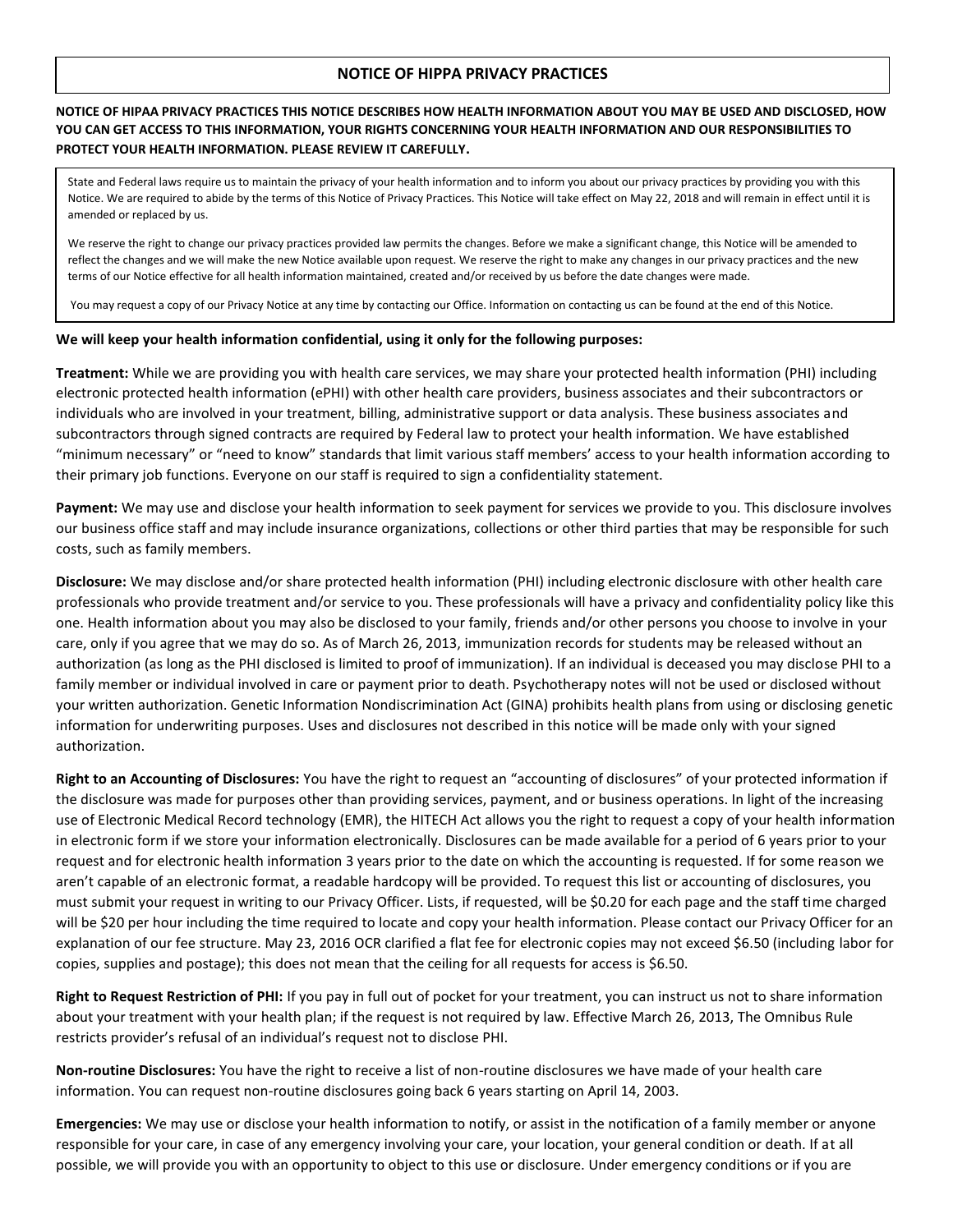# NOTICE OF HIPPA PRIVACY PRACTICES

**NOTICE OF HIPAA PRIVACY PRACTICES THIS NOTICE DESCRIBES HOW HEALTH INFORMATION ABOUT YOU MAY BE USED AND DISCLOSED, HOW YOU CAN GET ACCESS TO THIS INFORMATION, YOUR RIGHTS CONCERNING YOUR HEALTH INFORMATION AND OUR RESPONSIBILITIES TO PROTECT YOUR HEALTH INFORMATION. PLEASE REVIEW IT CAREFULLY.**

State and Federal laws require us to maintain the privacy of your health information and to inform you about our privacy practices by providing you with this Notice. We are required to abide by the terms of this Notice of Privacy Practices. This Notice will take effect on May 22, 2018 and will remain in effect until it is amended or replaced by us.

We reserve the right to change our privacy practices provided law permits the changes. Before we make a significant change, this Notice will be amended to reflect the changes and we will make the new Notice available upon request. We reserve the right to make any changes in our privacy practices and the new terms of our Notice effective for all health information maintained, created and/or received by us before the date changes were made.

You may request a copy of our Privacy Notice at any time by contacting our Office. Information on contacting us can be found at the end of this Notice.

**We will keep your health information confidential, using it only for the following purposes:**

**Treatment:** While we are providing you with health care services, we may share your protected health information (PHI) including electronic protected health information (ePHI) with other health care providers, business associates and their subcontractors or individuals who are involved in your treatment, billing, administrative support or data analysis. These business associates and subcontractors through signed contracts are required by Federal law to protect your health information. We have established "minimum necessary" or "need to know" standards that limit various staff members' access to your health information according to their primary job functions. Everyone on our staff is required to sign a confidentiality statement.

**Payment:** We may use and disclose your health information to seek payment for services we provide to you. This disclosure involves our business office staff and may include insurance organizations, collections or other third parties that may be responsible for such costs, such as family members.

**Disclosure:** We may disclose and/or share protected health information (PHI) including electronic disclosure with other health care professionals who provide treatment and/or service to you. These professionals will have a privacy and confidentiality policy like this one. Health information about you may also be disclosed to your family, friends and/or other persons you choose to involve in your care, only if you agree that we may do so. As of March 26, 2013, immunization records for students may be released without an authorization (as long as the PHI disclosed is limited to proof of immunization). If an individual is deceased you may disclose PHI to a family member or individual involved in care or payment prior to death. Psychotherapy notes will not be used or disclosed without your written authorization. Genetic Information Nondiscrimination Act (GINA) prohibits health plans from using or disclosing genetic information for underwriting purposes. Uses and disclosures not described in this notice will be made only with your signed authorization.

**Right to an Accounting of Disclosures:** You have the right to request an "accounting of disclosures" of your protected information if the disclosure was made for purposes other than providing services, payment, and or business operations. In light of the increasing use of Electronic Medical Record technology (EMR), the HITECH Act allows you the right to request a copy of your health information in electronic form if we store your information electronically. Disclosures can be made available for a period of 6 years prior to your request and for electronic health information 3 years prior to the date on which the accounting is requested. If for some reason we aren't capable of an electronic format, a readable hardcopy will be provided. To request this list or accounting of disclosures, you must submit your request in writing to our Privacy Officer. Lists, if requested, will be $0.20 for each page and the staff time charged will be $20 per hour including the time required to locate and copy your health information. Please contact our Privacy Officer for an explanation of our fee structure. May 23, 2016 OCR clarified a flat fee for electronic copies may not exceed $6.50 (including labor for copies, supplies and postage); this does not mean that the ceiling for all requests for access is $6.50.

**Right to Request Restriction of PHI:** If you pay in full out of pocket for your treatment, you can instruct us not to share information about your treatment with your health plan; if the request is not required by law. Effective March 26, 2013, The Omnibus Rule restricts provider's refusal of an individual's request not to disclose PHI.

**Non-routine Disclosures:** You have the right to receive a list of non-routine disclosures we have made of your health care information. You can request non-routine disclosures going back 6 years starting on April 14, 2003.

**Emergencies:** We may use or disclose your health information to notify, or assist in the notification of a family member or anyone responsible for your care, in case of any emergency involving your care, your location, your general condition or death. If at all possible, we will provide you with an opportunity to object to this use or disclosure. Under emergency conditions or if you are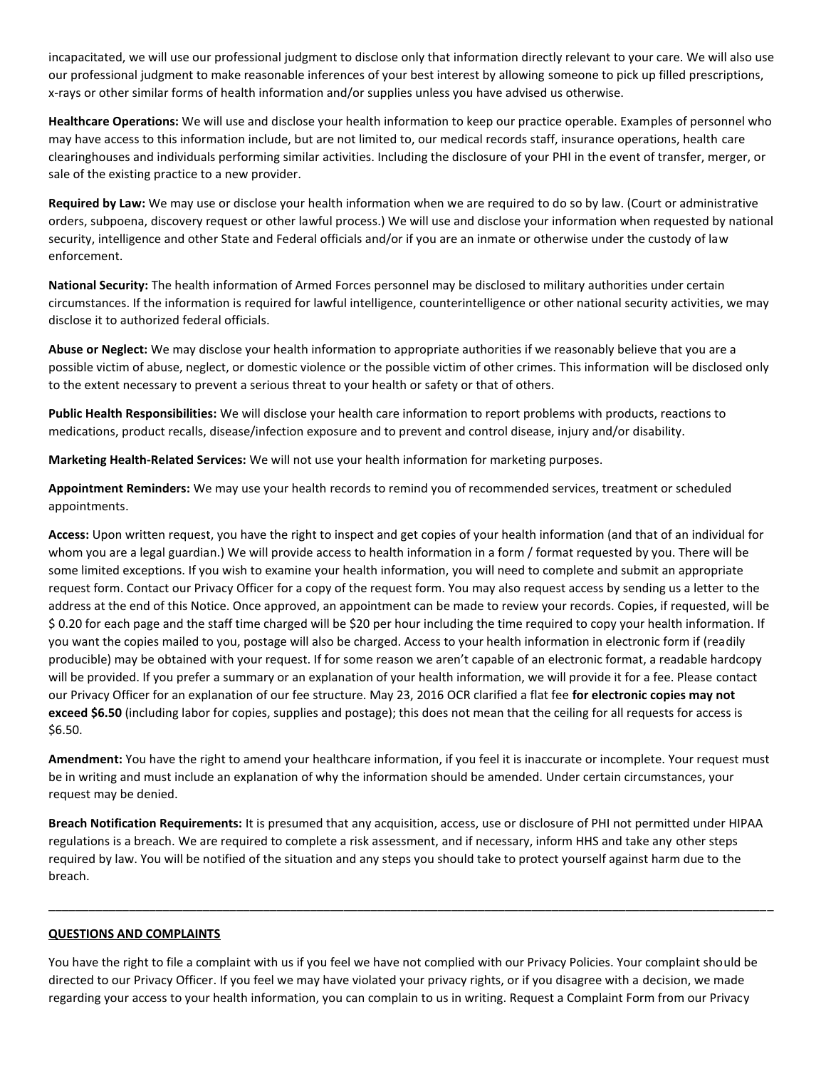incapacitated, we will use our professional judgment to disclose only that information directly relevant to your care. We will also use our professional judgment to make reasonable inferences of your best interest by allowing someone to pick up filled prescriptions, x-rays or other similar forms of health information and/or supplies unless you have advised us otherwise.

**Healthcare Operations:** We will use and disclose your health information to keep our practice operable. Examples of personnel who may have access to this information include, but are not limited to, our medical records staff, insurance operations, health care clearinghouses and individuals performing similar activities. Including the disclosure of your PHI in the event of transfer, merger, or sale of the existing practice to a new provider.

**Required by Law:** We may use or disclose your health information when we are required to do so by law. (Court or administrative orders, subpoena, discovery request or other lawful process.) We will use and disclose your information when requested by national security, intelligence and other State and Federal officials and/or if you are an inmate or otherwise under the custody of law enforcement.

**National Security:** The health information of Armed Forces personnel may be disclosed to military authorities under certain circumstances. If the information is required for lawful intelligence, counterintelligence or other national security activities, we may disclose it to authorized federal officials.

**Abuse or Neglect:** We may disclose your health information to appropriate authorities if we reasonably believe that you are a possible victim of abuse, neglect, or domestic violence or the possible victim of other crimes. This information will be disclosed only to the extent necessary to prevent a serious threat to your health or safety or that of others.

**Public Health Responsibilities:** We will disclose your health care information to report problems with products, reactions to medications, product recalls, disease/infection exposure and to prevent and control disease, injury and/or disability.

**Marketing Health-Related Services:** We will not use your health information for marketing purposes.

**Appointment Reminders:** We may use your health records to remind you of recommended services, treatment or scheduled appointments.

**Access:** Upon written request, you have the right to inspect and get copies of your health information (and that of an individual for whom you are a legal guardian.) We will provide access to health information in a form / format requested by you. There will be some limited exceptions. If you wish to examine your health information, you will need to complete and submit an appropriate request form. Contact our Privacy Officer for a copy of the request form. You may also request access by sending us a letter to the address at the end of this Notice. Once approved, an appointment can be made to review your records. Copies, if requested, will be $ 0.20 for each page and the staff time charged will be $20 per hour including the time required to copy your health information. If you want the copies mailed to you, postage will also be charged. Access to your health information in electronic form if (readily producible) may be obtained with your request. If for some reason we aren't capable of an electronic format, a readable hardcopy will be provided. If you prefer a summary or an explanation of your health information, we will provide it for a fee. Please contact our Privacy Officer for an explanation of our fee structure. May 23, 2016 OCR clarified a flat fee **for electronic copies may not exceed $6.50** (including labor for copies, supplies and postage); this does not mean that the ceiling for all requests for access is $6.50.

**Amendment:** You have the right to amend your healthcare information, if you feel it is inaccurate or incomplete. Your request must be in writing and must include an explanation of why the information should be amended. Under certain circumstances, your request may be denied.

**Breach Notification Requirements:** It is presumed that any acquisition, access, use or disclosure of PHI not permitted under HIPAA regulations is a breach. We are required to complete a risk assessment, and if necessary, inform HHS and take any other steps required by law. You will be notified of the situation and any steps you should take to protect yourself against harm due to the breach.

---

## QUESTIONS AND COMPLAINTS

You have the right to file a complaint with us if you feel we have not complied with our Privacy Policies. Your complaint should be directed to our Privacy Officer. If you feel we may have violated your privacy rights, or if you disagree with a decision, we made regarding your access to your health information, you can complain to us in writing. Request a Complaint Form from our Privacy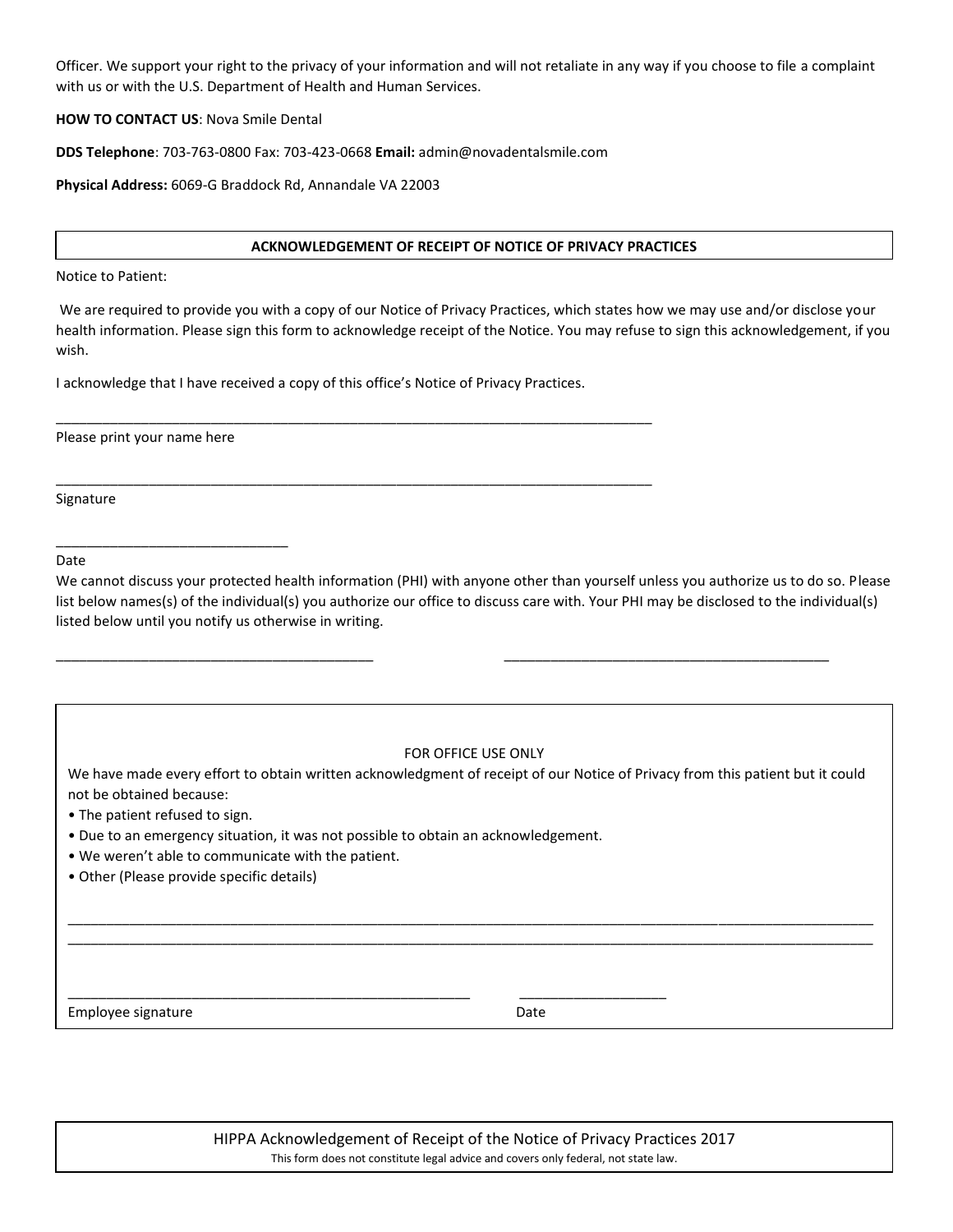Officer. We support your right to the privacy of your information and will not retaliate in any way if you choose to file a complaint with us or with the U.S. Department of Health and Human Services.

**HOW TO CONTACT US**: Nova Smile Dental

**DDS Telephone**: 703-763-0800 Fax: 703-423-0668 **Email:** admin@novadentalsmile.com

**Physical Address:** 6069-G Braddock Rd, Annandale VA 22003

## ACKNOWLEDGEMENT OF RECEIPT OF NOTICE OF PRIVACY PRACTICES

Notice to Patient:

We are required to provide you with a copy of our Notice of Privacy Practices, which states how we may use and/or disclose your health information. Please sign this form to acknowledge receipt of the Notice. You may refuse to sign this acknowledgement, if you wish.

I acknowledge that I have received a copy of this office's Notice of Privacy Practices.

_______________________________________________________________________________

Please print your name here

_______________________________________________________________________________

Signature

______________________________

Date

We cannot discuss your protected health information (PHI) with anyone other than yourself unless you authorize us to do so. Please list below names(s) of the individual(s) you authorize our office to discuss care with. Your PHI may be disclosed to the individual(s) listed below until you notify us otherwise in writing.

_________________________________________ _________________________________________

FOR OFFICE USE ONLY

We have made every effort to obtain written acknowledgment of receipt of our Notice of Privacy from this patient but it could not be obtained because:

- The patient refused to sign.
- Due to an emergency situation, it was not possible to obtain an acknowledgement.
- We weren't able to communicate with the patient.
- Other (Please provide specific details)

_____________________________________________________________________________________________________
_____________________________________________________________________________________________________

_____________________________________________________ ___________________

Employee signature Date

HIPPA Acknowledgement of Receipt of the Notice of Privacy Practices 2017

This form does not constitute legal advice and covers only federal, not state law.